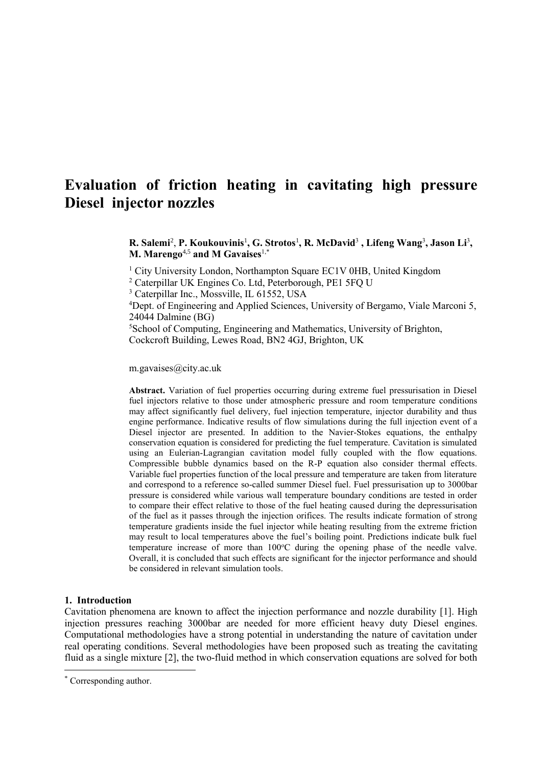# Evaluation of friction heating in cavitating high pressure Diesel injector nozzles

**R. Salemi**[2], **P. Koukouvinis**[1], **G. Strotos**[1], **R. McDavid**[3] , **Lifeng Wang**[3], **Jason Li**[3], **M. Marengo**[4,5] **and M Gavaises**[1,*]

[1] City University London, Northampton Square EC1V 0HB, United Kingdom
[2] Caterpillar UK Engines Co. Ltd, Peterborough, PE1 5FQ U
[3] Caterpillar Inc., Mossville, IL 61552, USA
[4]Dept. of Engineering and Applied Sciences, University of Bergamo, Viale Marconi 5, 24044 Dalmine (BG)
[5]School of Computing, Engineering and Mathematics, University of Brighton, Cockcroft Building, Lewes Road, BN2 4GJ, Brighton, UK

m.gavaises@city.ac.uk

**Abstract.** Variation of fuel properties occurring during extreme fuel pressurisation in Diesel fuel injectors relative to those under atmospheric pressure and room temperature conditions may affect significantly fuel delivery, fuel injection temperature, injector durability and thus engine performance. Indicative results of flow simulations during the full injection event of a Diesel injector are presented. In addition to the Navier-Stokes equations, the enthalpy conservation equation is considered for predicting the fuel temperature. Cavitation is simulated using an Eulerian-Lagrangian cavitation model fully coupled with the flow equations. Compressible bubble dynamics based on the R-P equation also consider thermal effects. Variable fuel properties function of the local pressure and temperature are taken from literature and correspond to a reference so-called summer Diesel fuel. Fuel pressurisation up to 3000bar pressure is considered while various wall temperature boundary conditions are tested in order to compare their effect relative to those of the fuel heating caused during the depressurisation of the fuel as it passes through the injection orifices. The results indicate formation of strong temperature gradients inside the fuel injector while heating resulting from the extreme friction may result to local temperatures above the fuel's boiling point. Predictions indicate bulk fuel temperature increase of more than 100°C during the opening phase of the needle valve. Overall, it is concluded that such effects are significant for the injector performance and should be considered in relevant simulation tools.

## 1. Introduction

Cavitation phenomena are known to affect the injection performance and nozzle durability [1]. High injection pressures reaching 3000bar are needed for more efficient heavy duty Diesel engines. Computational methodologies have a strong potential in understanding the nature of cavitation under real operating conditions. Several methodologies have been proposed such as treating the cavitating fluid as a single mixture [2], the two-fluid method in which conservation equations are solved for both

* Corresponding author.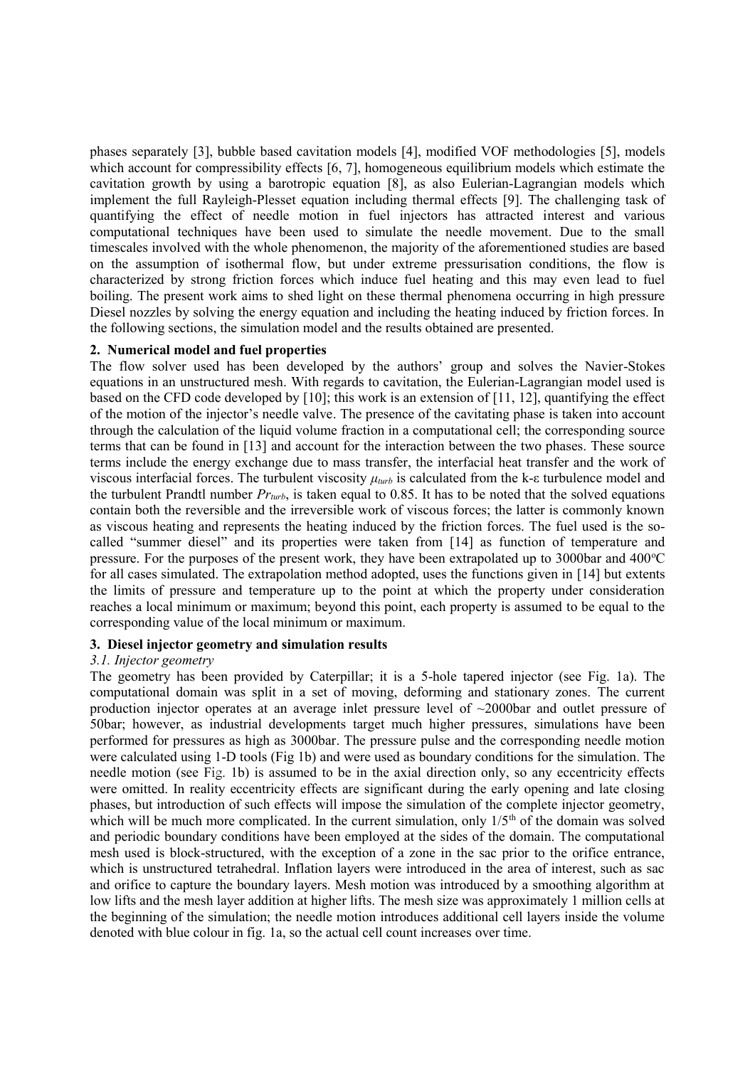phases separately [3], bubble based cavitation models [4], modified VOF methodologies [5], models which account for compressibility effects [6, 7], homogeneous equilibrium models which estimate the cavitation growth by using a barotropic equation [8], as also Eulerian-Lagrangian models which implement the full Rayleigh-Plesset equation including thermal effects [9]. The challenging task of quantifying the effect of needle motion in fuel injectors has attracted interest and various computational techniques have been used to simulate the needle movement. Due to the small timescales involved with the whole phenomenon, the majority of the aforementioned studies are based on the assumption of isothermal flow, but under extreme pressurisation conditions, the flow is characterized by strong friction forces which induce fuel heating and this may even lead to fuel boiling. The present work aims to shed light on these thermal phenomena occurring in high pressure Diesel nozzles by solving the energy equation and including the heating induced by friction forces. In the following sections, the simulation model and the results obtained are presented.

## 2. Numerical model and fuel properties

The flow solver used has been developed by the authors' group and solves the Navier-Stokes equations in an unstructured mesh. With regards to cavitation, the Eulerian-Lagrangian model used is based on the CFD code developed by [10]; this work is an extension of [11, 12], quantifying the effect of the motion of the injector's needle valve. The presence of the cavitating phase is taken into account through the calculation of the liquid volume fraction in a computational cell; the corresponding source terms that can be found in [13] and account for the interaction between the two phases. These source terms include the energy exchange due to mass transfer, the interfacial heat transfer and the work of viscous interfacial forces. The turbulent viscosity $\mu_{turb}$ is calculated from the k-ε turbulence model and the turbulent Prandtl number $Pr_{turb}$, is taken equal to 0.85. It has to be noted that the solved equations contain both the reversible and the irreversible work of viscous forces; the latter is commonly known as viscous heating and represents the heating induced by the friction forces. The fuel used is the so-called "summer diesel" and its properties were taken from [14] as function of temperature and pressure. For the purposes of the present work, they have been extrapolated up to 3000bar and 400$^{o}$C for all cases simulated. The extrapolation method adopted, uses the functions given in [14] but extents the limits of pressure and temperature up to the point at which the property under consideration reaches a local minimum or maximum; beyond this point, each property is assumed to be equal to the corresponding value of the local minimum or maximum.

## 3. Diesel injector geometry and simulation results

### *3.1. Injector geometry*

The geometry has been provided by Caterpillar; it is a 5-hole tapered injector (see Fig. 1a). The computational domain was split in a set of moving, deforming and stationary zones. The current production injector operates at an average inlet pressure level of ~2000bar and outlet pressure of 50bar; however, as industrial developments target much higher pressures, simulations have been performed for pressures as high as 3000bar. The pressure pulse and the corresponding needle motion were calculated using 1-D tools (Fig 1b) and were used as boundary conditions for the simulation. The needle motion (see Fig. 1b) is assumed to be in the axial direction only, so any eccentricity effects were omitted. In reality eccentricity effects are significant during the early opening and late closing phases, but introduction of such effects will impose the simulation of the complete injector geometry, which will be much more complicated. In the current simulation, only 1/5$^{th}$ of the domain was solved and periodic boundary conditions have been employed at the sides of the domain. The computational mesh used is block-structured, with the exception of a zone in the sac prior to the orifice entrance, which is unstructured tetrahedral. Inflation layers were introduced in the area of interest, such as sac and orifice to capture the boundary layers. Mesh motion was introduced by a smoothing algorithm at low lifts and the mesh layer addition at higher lifts. The mesh size was approximately 1 million cells at the beginning of the simulation; the needle motion introduces additional cell layers inside the volume denoted with blue colour in fig. 1a, so the actual cell count increases over time.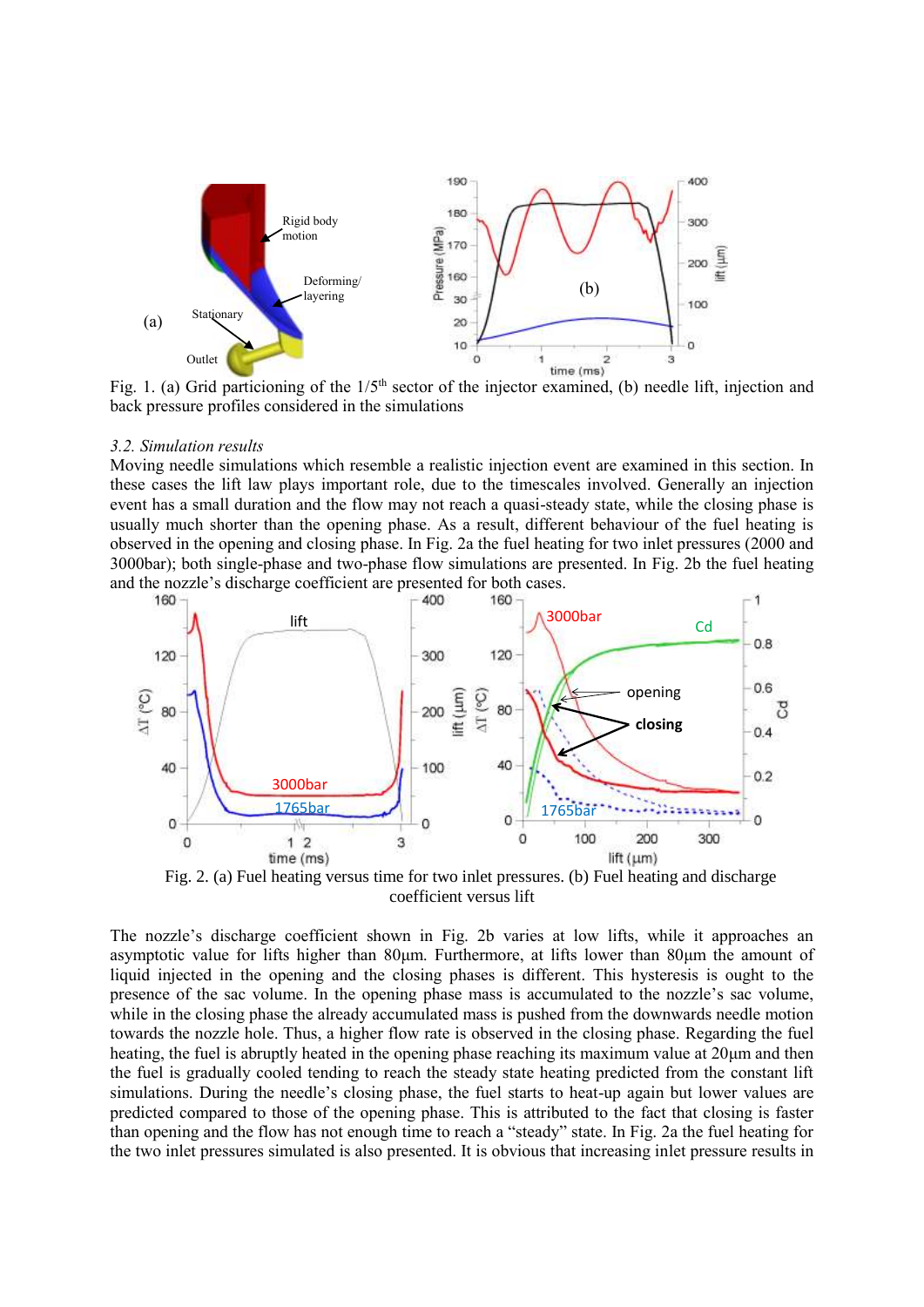Fig. 1. (a) Grid particioning of the 1/5[th] sector of the injector examined, (b) needle lift, injection and back pressure profiles considered in the simulations

### *3.2. Simulation results*

Moving needle simulations which resemble a realistic injection event are examined in this section. In these cases the lift law plays important role, due to the timescales involved. Generally an injection event has a small duration and the flow may not reach a quasi-steady state, while the closing phase is usually much shorter than the opening phase. As a result, different behaviour of the fuel heating is observed in the opening and closing phase. In Fig. 2a the fuel heating for two inlet pressures (2000 and 3000bar); both single-phase and two-phase flow simulations are presented. In Fig. 2b the fuel heating and the nozzle's discharge coefficient are presented for both cases.

Fig. 2. (a) Fuel heating versus time for two inlet pressures. (b) Fuel heating and discharge coefficient versus lift

The nozzle's discharge coefficient shown in Fig. 2b varies at low lifts, while it approaches an asymptotic value for lifts higher than 80μm. Furthermore, at lifts lower than 80μm the amount of liquid injected in the opening and the closing phases is different. This hysteresis is ought to the presence of the sac volume. In the opening phase mass is accumulated to the nozzle's sac volume, while in the closing phase the already accumulated mass is pushed from the downwards needle motion towards the nozzle hole. Thus, a higher flow rate is observed in the closing phase. Regarding the fuel heating, the fuel is abruptly heated in the opening phase reaching its maximum value at 20μm and then the fuel is gradually cooled tending to reach the steady state heating predicted from the constant lift simulations. During the needle's closing phase, the fuel starts to heat-up again but lower values are predicted compared to those of the opening phase. This is attributed to the fact that closing is faster than opening and the flow has not enough time to reach a "steady" state. In Fig. 2a the fuel heating for the two inlet pressures simulated is also presented. It is obvious that increasing inlet pressure results in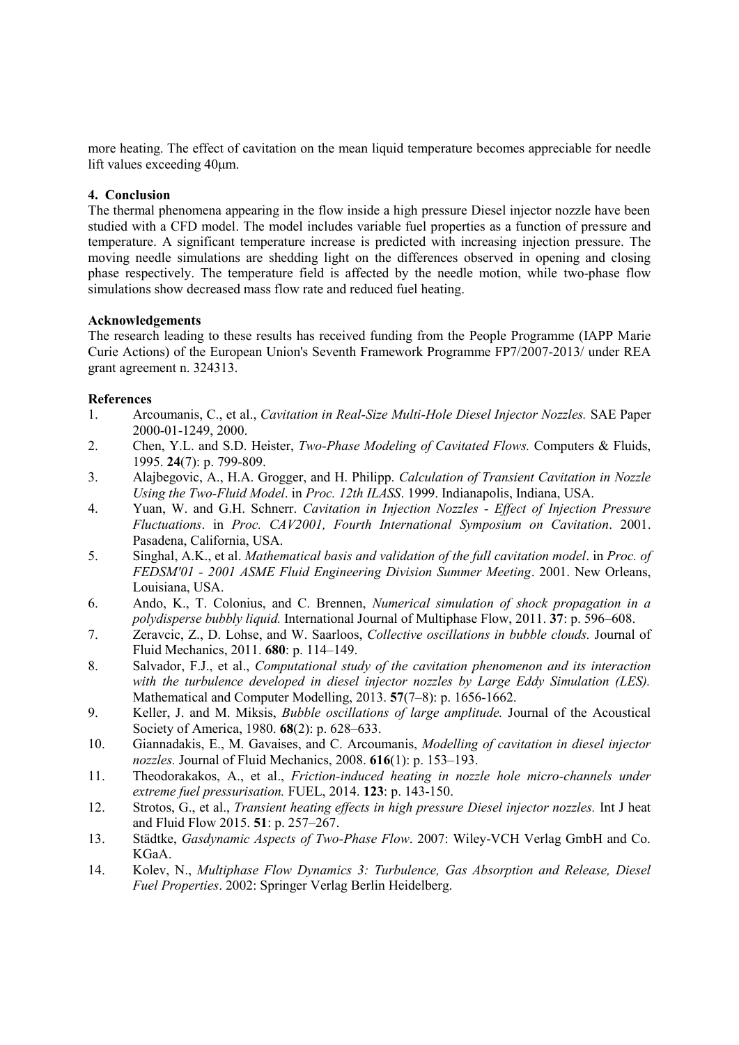more heating. The effect of cavitation on the mean liquid temperature becomes appreciable for needle lift values exceeding 40μm.

## 4. Conclusion

The thermal phenomena appearing in the flow inside a high pressure Diesel injector nozzle have been studied with a CFD model. The model includes variable fuel properties as a function of pressure and temperature. A significant temperature increase is predicted with increasing injection pressure. The moving needle simulations are shedding light on the differences observed in opening and closing phase respectively. The temperature field is affected by the needle motion, while two-phase flow simulations show decreased mass flow rate and reduced fuel heating.

## Acknowledgements

The research leading to these results has received funding from the People Programme (IAPP Marie Curie Actions) of the European Union's Seventh Framework Programme FP7/2007-2013/ under REA grant agreement n. 324313.

## References

1. Arcoumanis, C., et al., *Cavitation in Real-Size Multi-Hole Diesel Injector Nozzles.* SAE Paper 2000-01-1249, 2000.
2. Chen, Y.L. and S.D. Heister, *Two-Phase Modeling of Cavitated Flows.* Computers & Fluids, 1995. **24**(7): p. 799-809.
3. Alajbegovic, A., H.A. Grogger, and H. Philipp. *Calculation of Transient Cavitation in Nozzle Using the Two-Fluid Model*. in *Proc. 12th ILASS*. 1999. Indianapolis, Indiana, USA.
4. Yuan, W. and G.H. Schnerr. *Cavitation in Injection Nozzles - Effect of Injection Pressure Fluctuations*. in *Proc. CAV2001, Fourth International Symposium on Cavitation*. 2001. Pasadena, California, USA.
5. Singhal, A.K., et al. *Mathematical basis and validation of the full cavitation model*. in *Proc. of FEDSM'01 - 2001 ASME Fluid Engineering Division Summer Meeting*. 2001. New Orleans, Louisiana, USA.
6. Ando, K., T. Colonius, and C. Brennen, *Numerical simulation of shock propagation in a polydisperse bubbly liquid.* International Journal of Multiphase Flow, 2011. **37**: p. 596–608.
7. Zeravcic, Z., D. Lohse, and W. Saarloos, *Collective oscillations in bubble clouds.* Journal of Fluid Mechanics, 2011. **680**: p. 114–149.
8. Salvador, F.J., et al., *Computational study of the cavitation phenomenon and its interaction with the turbulence developed in diesel injector nozzles by Large Eddy Simulation (LES).* Mathematical and Computer Modelling, 2013. **57**(7–8): p. 1656-1662.
9. Keller, J. and M. Miksis, *Bubble oscillations of large amplitude.* Journal of the Acoustical Society of America, 1980. **68**(2): p. 628–633.
10. Giannadakis, E., M. Gavaises, and C. Arcoumanis, *Modelling of cavitation in diesel injector nozzles.* Journal of Fluid Mechanics, 2008. **616**(1): p. 153–193.
11. Theodorakakos, A., et al., *Friction-induced heating in nozzle hole micro-channels under extreme fuel pressurisation.* FUEL, 2014. **123**: p. 143-150.
12. Strotos, G., et al., *Transient heating effects in high pressure Diesel injector nozzles.* Int J heat and Fluid Flow 2015. **51**: p. 257–267.
13. Städtke, *Gasdynamic Aspects of Two-Phase Flow*. 2007: Wiley-VCH Verlag GmbH and Co. KGaA.
14. Kolev, N., *Multiphase Flow Dynamics 3: Turbulence, Gas Absorption and Release, Diesel Fuel Properties*. 2002: Springer Verlag Berlin Heidelberg.